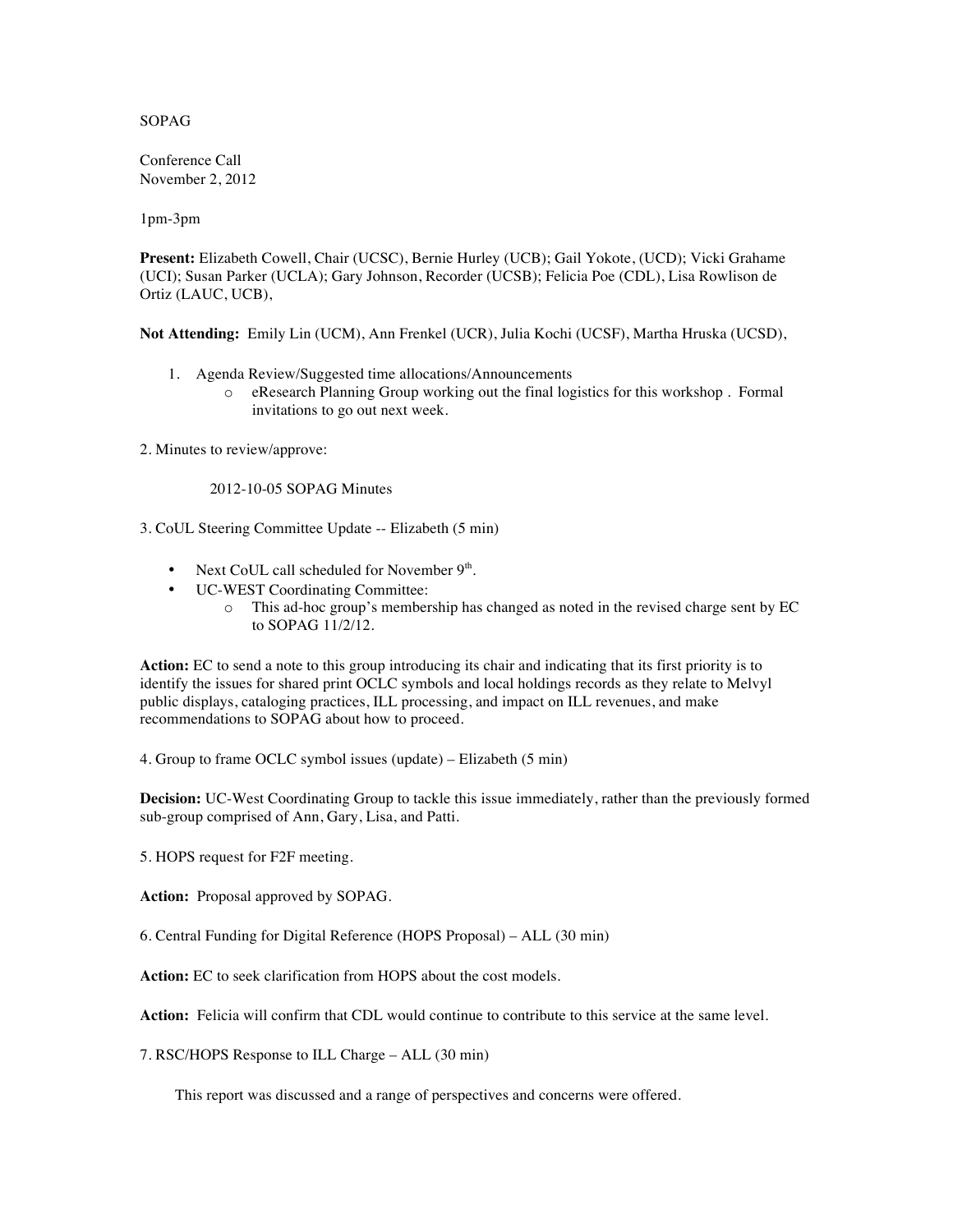SOPAG

Conference Call
November 2, 2012

1pm-3pm

**Present:** Elizabeth Cowell, Chair (UCSC), Bernie Hurley (UCB); Gail Yokote, (UCD); Vicki Grahame (UCI); Susan Parker (UCLA); Gary Johnson, Recorder (UCSB); Felicia Poe (CDL), Lisa Rowlison de Ortiz (LAUC, UCB),

**Not Attending:** Emily Lin (UCM), Ann Frenkel (UCR), Julia Kochi (UCSF), Martha Hruska (UCSD),

1. Agenda Review/Suggested time allocations/Announcements
   - eResearch Planning Group working out the final logistics for this workshop . Formal invitations to go out next week.

2. Minutes to review/approve:

   2012-10-05 SOPAG Minutes

3. CoUL Steering Committee Update -- Elizabeth (5 min)

- Next CoUL call scheduled for November 9th.
- UC-WEST Coordinating Committee:
  - This ad-hoc group's membership has changed as noted in the revised charge sent by EC to SOPAG 11/2/12.

**Action:** EC to send a note to this group introducing its chair and indicating that its first priority is to identify the issues for shared print OCLC symbols and local holdings records as they relate to Melvyl public displays, cataloging practices, ILL processing, and impact on ILL revenues, and make recommendations to SOPAG about how to proceed.

4. Group to frame OCLC symbol issues (update) – Elizabeth (5 min)

**Decision:** UC-West Coordinating Group to tackle this issue immediately, rather than the previously formed sub-group comprised of Ann, Gary, Lisa, and Patti.

5. HOPS request for F2F meeting.

**Action:** Proposal approved by SOPAG.

6. Central Funding for Digital Reference (HOPS Proposal) – ALL (30 min)

**Action:** EC to seek clarification from HOPS about the cost models.

**Action:** Felicia will confirm that CDL would continue to contribute to this service at the same level.

7. RSC/HOPS Response to ILL Charge – ALL (30 min)

This report was discussed and a range of perspectives and concerns were offered.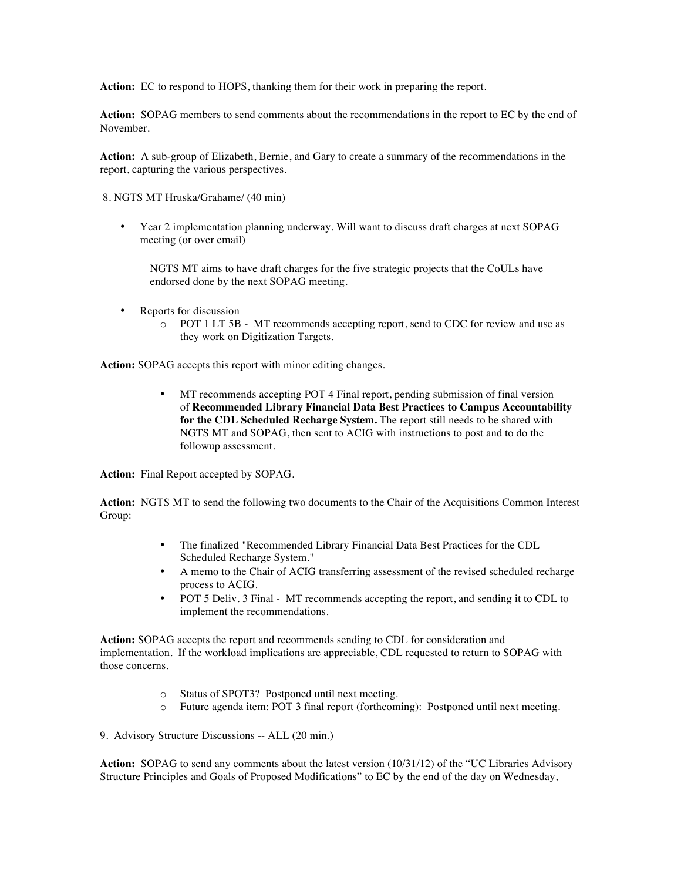**Action:** EC to respond to HOPS, thanking them for their work in preparing the report.

**Action:** SOPAG members to send comments about the recommendations in the report to EC by the end of November.

**Action:** A sub-group of Elizabeth, Bernie, and Gary to create a summary of the recommendations in the report, capturing the various perspectives.

8. NGTS MT Hruska/Grahame/ (40 min)

- Year 2 implementation planning underway. Will want to discuss draft charges at next SOPAG meeting (or over email)

  NGTS MT aims to have draft charges for the five strategic projects that the CoULs have endorsed done by the next SOPAG meeting.

- Reports for discussion
  - POT 1 LT 5B - MT recommends accepting report, send to CDC for review and use as they work on Digitization Targets.

**Action:** SOPAG accepts this report with minor editing changes.

- MT recommends accepting POT 4 Final report, pending submission of final version of **Recommended Library Financial Data Best Practices to Campus Accountability for the CDL Scheduled Recharge System.** The report still needs to be shared with NGTS MT and SOPAG, then sent to ACIG with instructions to post and to do the followup assessment.

**Action:** Final Report accepted by SOPAG.

**Action:** NGTS MT to send the following two documents to the Chair of the Acquisitions Common Interest Group:

- The finalized "Recommended Library Financial Data Best Practices for the CDL Scheduled Recharge System."
- A memo to the Chair of ACIG transferring assessment of the revised scheduled recharge process to ACIG.
- POT 5 Deliv. 3 Final - MT recommends accepting the report, and sending it to CDL to implement the recommendations.

**Action:** SOPAG accepts the report and recommends sending to CDL for consideration and implementation. If the workload implications are appreciable, CDL requested to return to SOPAG with those concerns.

- Status of SPOT3? Postponed until next meeting.
- Future agenda item: POT 3 final report (forthcoming): Postponed until next meeting.

9. Advisory Structure Discussions -- ALL (20 min.)

**Action:** SOPAG to send any comments about the latest version (10/31/12) of the "UC Libraries Advisory Structure Principles and Goals of Proposed Modifications" to EC by the end of the day on Wednesday,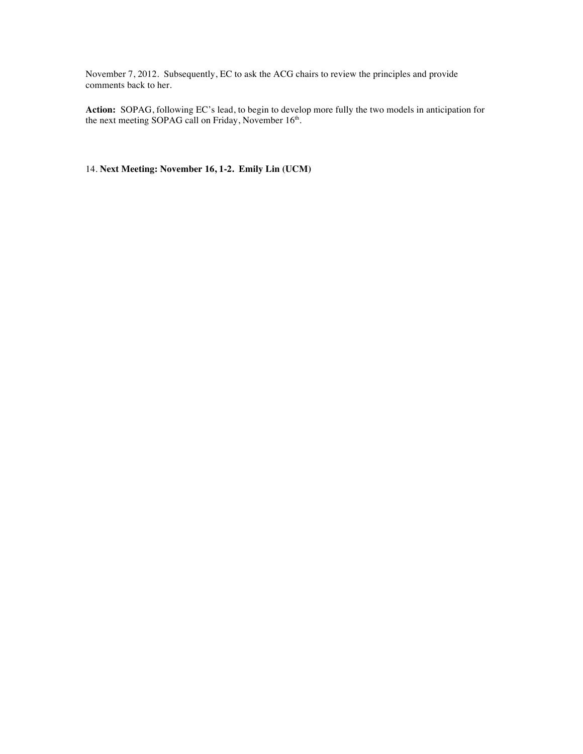November 7, 2012. Subsequently, EC to ask the ACG chairs to review the principles and provide comments back to her.

**Action:** SOPAG, following EC's lead, to begin to develop more fully the two models in anticipation for the next meeting SOPAG call on Friday, November 16th.

14. **Next Meeting: November 16, 1-2. Emily Lin (UCM)**